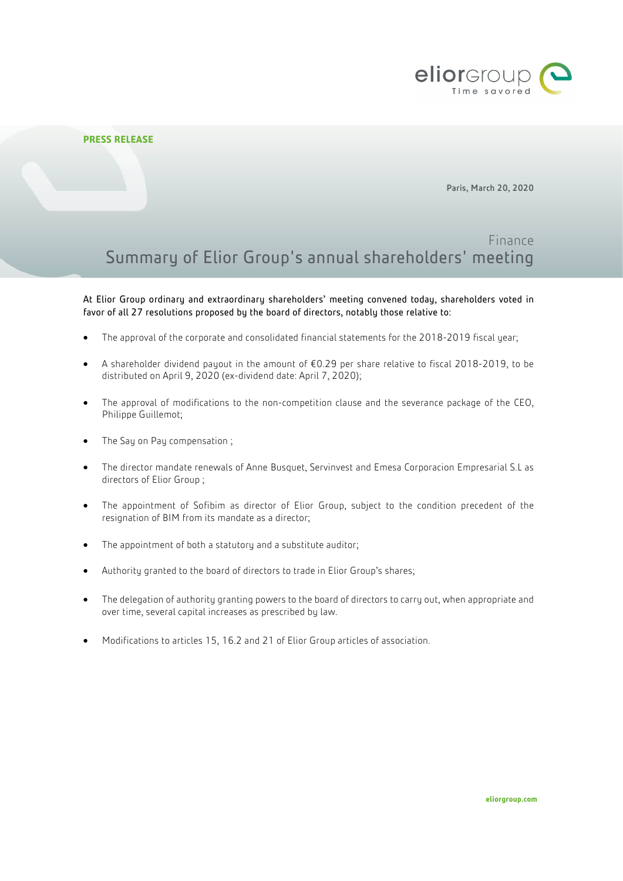**PRESS RELEASE**

**Paris, March 20, 2020**

Finance

# Summary of Elior Group's annual shareholders' meeting

At Elior Group ordinary and extraordinary shareholders' meeting convened today, shareholders voted in favor of all 27 resolutions proposed by the board of directors, notably those relative to:

- The approval of the corporate and consolidated financial statements for the 2018-2019 fiscal year;
- A shareholder dividend payout in the amount of €0.29 per share relative to fiscal 2018-2019, to be distributed on April 9, 2020 (ex-dividend date: April 7, 2020);
- The approval of modifications to the non-competition clause and the severance package of the CEO, Philippe Guillemot;
- The Say on Pay compensation ;
- The director mandate renewals of Anne Busquet, Servinvest and Emesa Corporacion Empresarial S.L as directors of Elior Group ;
- The appointment of Sofibim as director of Elior Group, subject to the condition precedent of the resignation of BIM from its mandate as a director;
- The appointment of both a statutory and a substitute auditor;
- Authority granted to the board of directors to trade in Elior Group's shares;
- The delegation of authority granting powers to the board of directors to carry out, when appropriate and over time, several capital increases as prescribed by law.
- Modifications to articles 15, 16.2 and 21 of Elior Group articles of association.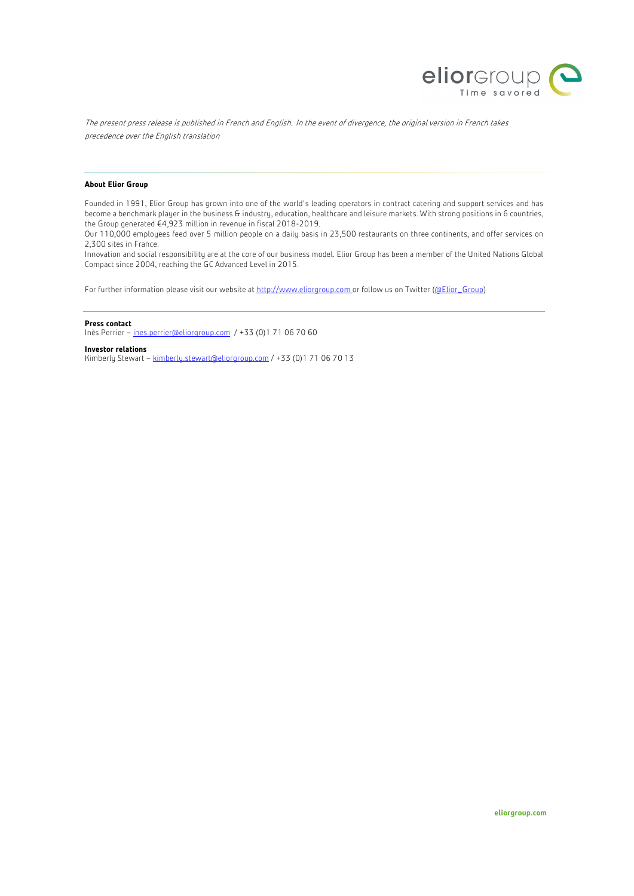*The present press release is published in French and English. In the event of divergence, the original version in French takes precedence over the English translation*

---

**About Elior Group**

Founded in 1991, Elior Group has grown into one of the world's leading operators in contract catering and support services and has become a benchmark player in the business & industry, education, healthcare and leisure markets. With strong positions in 6 countries, the Group generated €4,923 million in revenue in fiscal 2018-2019.
Our 110,000 employees feed over 5 million people on a daily basis in 23,500 restaurants on three continents, and offer services on 2,300 sites in France.
Innovation and social responsibility are at the core of our business model. Elior Group has been a member of the United Nations Global Compact since 2004, reaching the GC Advanced Level in 2015.

For further information please visit our website at [http://www.eliorgroup.com](http://www.eliorgroup.com) or follow us on Twitter ([@Elior_Group](https://twitter.com/Elior_Group))

---

**Press contact**
Inès Perrier – [ines.perrier@eliorgroup.com](mailto:ines.perrier@eliorgroup.com) / +33 (0)1 71 06 70 60

**Investor relations**
Kimberly Stewart – [kimberly.stewart@eliorgroup.com](mailto:kimberly.stewart@eliorgroup.com) / +33 (0)1 71 06 70 13